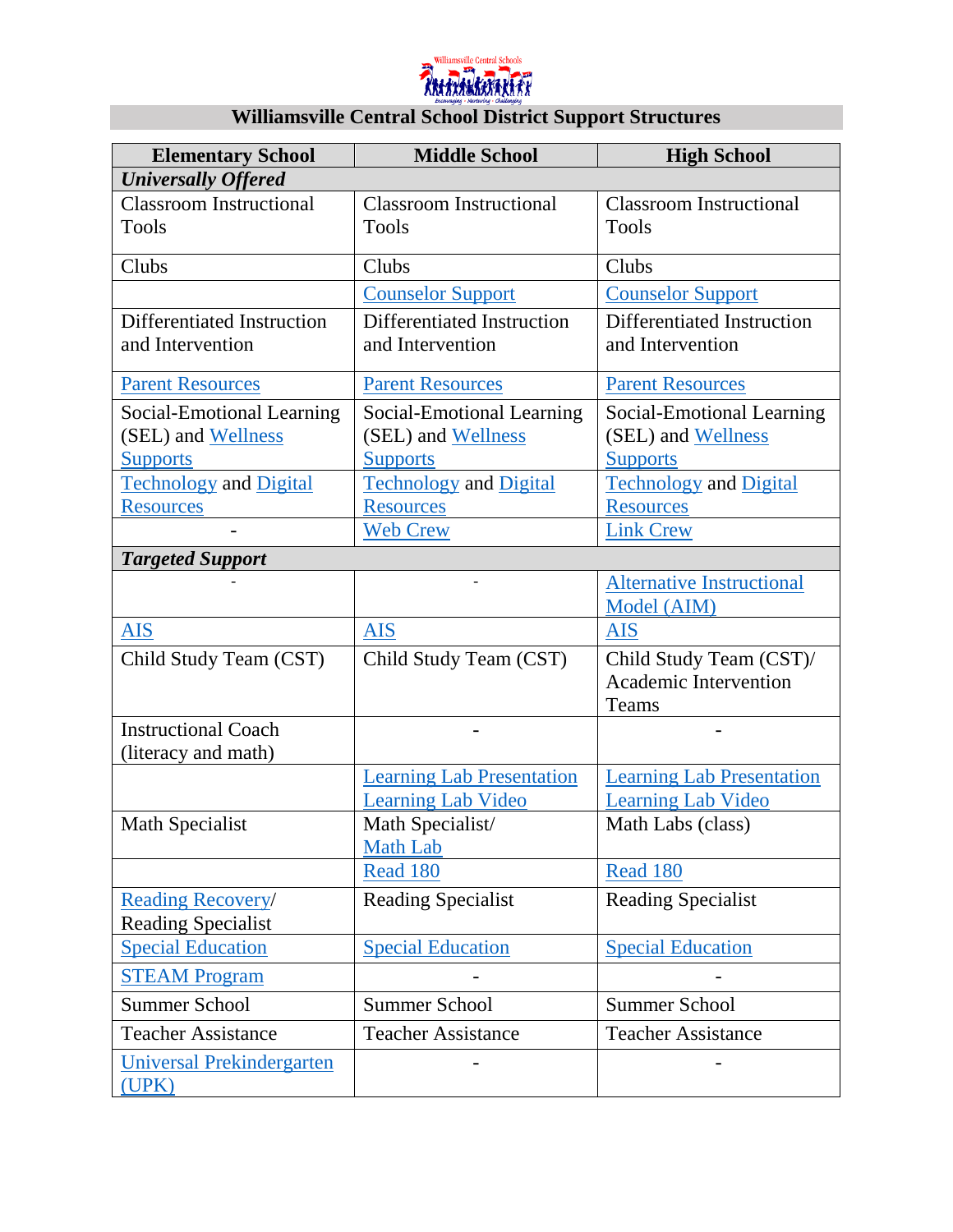# Williamsville Central School District Support Structures

| Elementary School | Middle School | High School |
|---|---|---|
| ***Universally Offered*** | | |
| Classroom Instructional Tools | Classroom Instructional Tools | Classroom Instructional Tools |
| Clubs | Clubs | Clubs |
| | Counselor Support | Counselor Support |
| Differentiated Instruction and Intervention | Differentiated Instruction and Intervention | Differentiated Instruction and Intervention |
| Parent Resources | Parent Resources | Parent Resources |
| Social-Emotional Learning (SEL) and Wellness Supports | Social-Emotional Learning (SEL) and Wellness Supports | Social-Emotional Learning (SEL) and Wellness Supports |
| Technology and Digital Resources | Technology and Digital Resources | Technology and Digital Resources |
| - | Web Crew | Link Crew |
| ***Targeted Support*** | | |
| - | - | Alternative Instructional Model (AIM) |
| AIS | AIS | AIS |
| Child Study Team (CST) | Child Study Team (CST) | Child Study Team (CST)/ Academic Intervention Teams |
| Instructional Coach (literacy and math) | - | - |
| | Learning Lab Presentation Learning Lab Video | Learning Lab Presentation Learning Lab Video |
| Math Specialist | Math Specialist/ Math Lab | Math Labs (class) |
| | Read 180 | Read 180 |
| Reading Recovery/ Reading Specialist | Reading Specialist | Reading Specialist |
| Special Education | Special Education | Special Education |
| STEAM Program | - | - |
| Summer School | Summer School | Summer School |
| Teacher Assistance | Teacher Assistance | Teacher Assistance |
| Universal Prekindergarten (UPK) | - | - |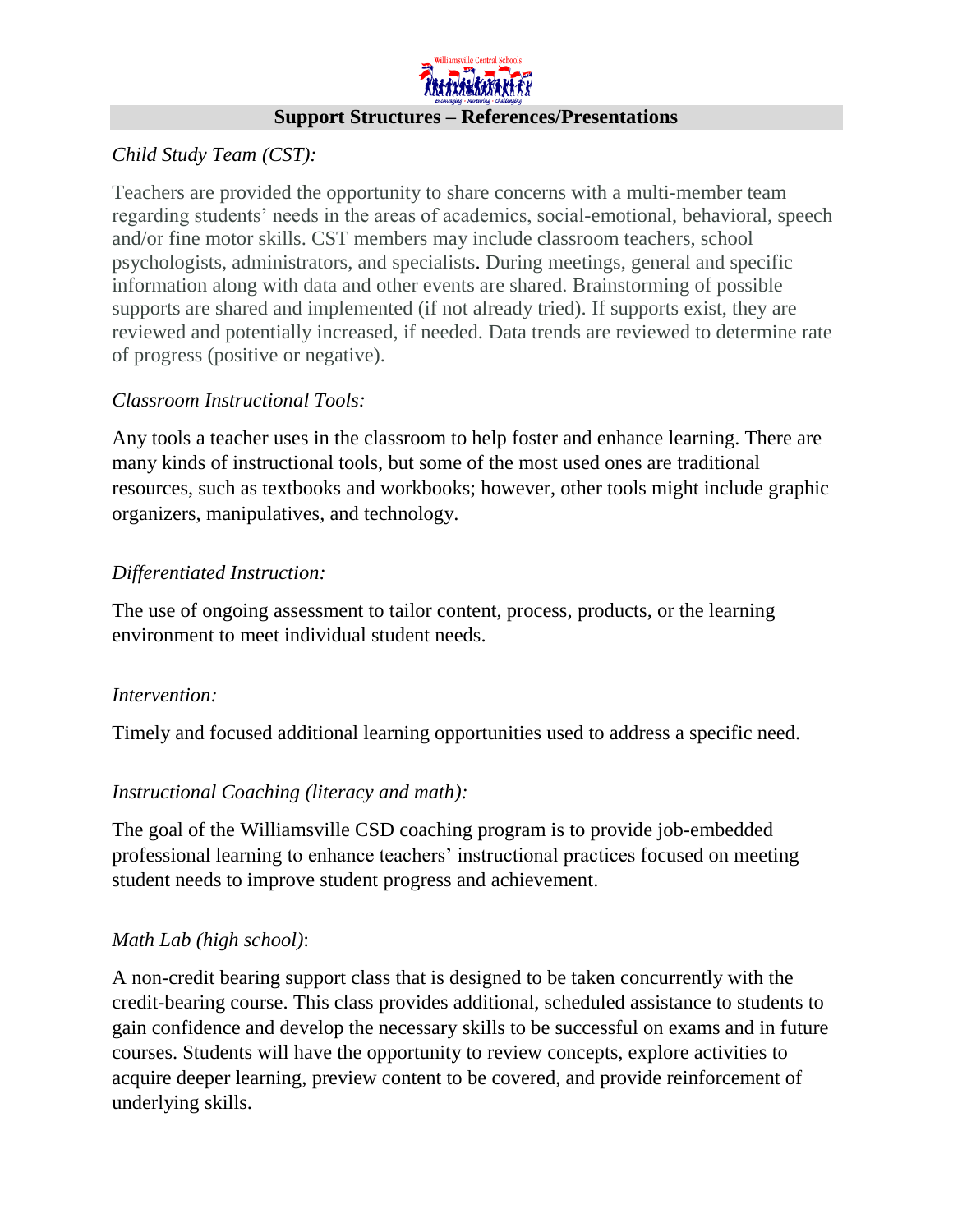## Support Structures – References/Presentations

*Child Study Team (CST):*

Teachers are provided the opportunity to share concerns with a multi-member team regarding students' needs in the areas of academics, social-emotional, behavioral, speech and/or fine motor skills. CST members may include classroom teachers, school psychologists, administrators, and specialists. During meetings, general and specific information along with data and other events are shared. Brainstorming of possible supports are shared and implemented (if not already tried). If supports exist, they are reviewed and potentially increased, if needed. Data trends are reviewed to determine rate of progress (positive or negative).

*Classroom Instructional Tools:*

Any tools a teacher uses in the classroom to help foster and enhance learning. There are many kinds of instructional tools, but some of the most used ones are traditional resources, such as textbooks and workbooks; however, other tools might include graphic organizers, manipulatives, and technology.

*Differentiated Instruction:*

The use of ongoing assessment to tailor content, process, products, or the learning environment to meet individual student needs.

*Intervention:*

Timely and focused additional learning opportunities used to address a specific need.

*Instructional Coaching (literacy and math):*

The goal of the Williamsville CSD coaching program is to provide job-embedded professional learning to enhance teachers' instructional practices focused on meeting student needs to improve student progress and achievement.

*Math Lab (high school)*:

A non-credit bearing support class that is designed to be taken concurrently with the credit-bearing course. This class provides additional, scheduled assistance to students to gain confidence and develop the necessary skills to be successful on exams and in future courses. Students will have the opportunity to review concepts, explore activities to acquire deeper learning, preview content to be covered, and provide reinforcement of underlying skills.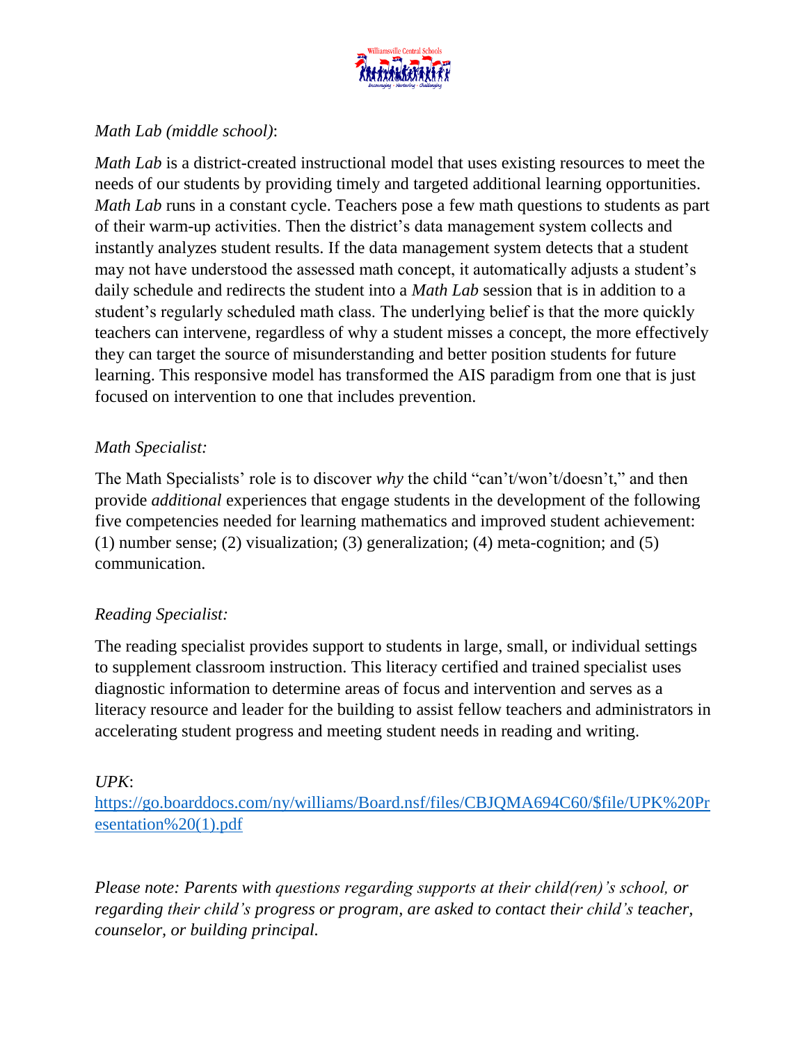*Math Lab (middle school)*:

*Math Lab* is a district-created instructional model that uses existing resources to meet the needs of our students by providing timely and targeted additional learning opportunities. *Math Lab* runs in a constant cycle. Teachers pose a few math questions to students as part of their warm-up activities. Then the district's data management system collects and instantly analyzes student results. If the data management system detects that a student may not have understood the assessed math concept, it automatically adjusts a student's daily schedule and redirects the student into a *Math Lab* session that is in addition to a student's regularly scheduled math class. The underlying belief is that the more quickly teachers can intervene, regardless of why a student misses a concept, the more effectively they can target the source of misunderstanding and better position students for future learning. This responsive model has transformed the AIS paradigm from one that is just focused on intervention to one that includes prevention.

*Math Specialist:*

The Math Specialists' role is to discover *why* the child "can't/won't/doesn't," and then provide *additional* experiences that engage students in the development of the following five competencies needed for learning mathematics and improved student achievement: (1) number sense; (2) visualization; (3) generalization; (4) meta-cognition; and (5) communication.

*Reading Specialist:*

The reading specialist provides support to students in large, small, or individual settings to supplement classroom instruction. This literacy certified and trained specialist uses diagnostic information to determine areas of focus and intervention and serves as a literacy resource and leader for the building to assist fellow teachers and administrators in accelerating student progress and meeting student needs in reading and writing.

*UPK*:
[https://go.boarddocs.com/ny/williams/Board.nsf/files/CBJQMA694C60/$file/UPK%20Presentation%20(1).pdf](https://go.boarddocs.com/ny/williams/Board.nsf/files/CBJQMA694C60/$file/UPK%20Presentation%20(1).pdf)

*Please note: Parents with questions regarding supports at their child(ren)'s school, or regarding their child's progress or program, are asked to contact their child's teacher, counselor, or building principal.*